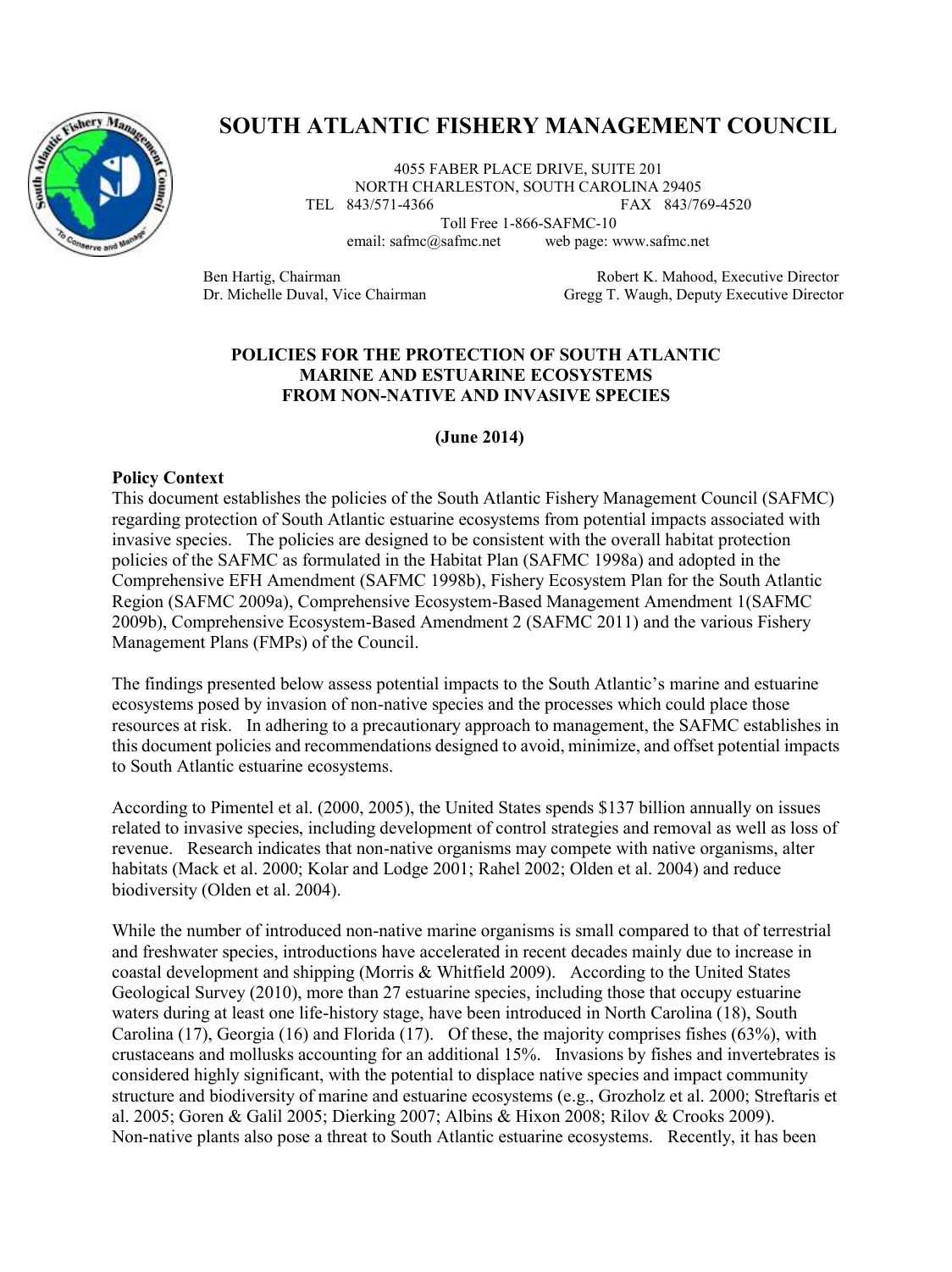# SOUTH ATLANTIC FISHERY MANAGEMENT COUNCIL

4055 FABER PLACE DRIVE, SUITE 201
NORTH CHARLESTON, SOUTH CAROLINA 29405
TEL 843/571-4366 FAX 843/769-4520
Toll Free 1-866-SAFMC-10
email: safmc@safmc.net web page: www.safmc.net

Ben Hartig, Chairman
Dr. Michelle Duval, Vice Chairman

Robert K. Mahood, Executive Director
Gregg T. Waugh, Deputy Executive Director

## POLICIES FOR THE PROTECTION OF SOUTH ATLANTIC MARINE AND ESTUARINE ECOSYSTEMS FROM NON-NATIVE AND INVASIVE SPECIES

**(June 2014)**

### Policy Context

This document establishes the policies of the South Atlantic Fishery Management Council (SAFMC) regarding protection of South Atlantic estuarine ecosystems from potential impacts associated with invasive species. The policies are designed to be consistent with the overall habitat protection policies of the SAFMC as formulated in the Habitat Plan (SAFMC 1998a) and adopted in the Comprehensive EFH Amendment (SAFMC 1998b), Fishery Ecosystem Plan for the South Atlantic Region (SAFMC 2009a), Comprehensive Ecosystem-Based Management Amendment 1(SAFMC 2009b), Comprehensive Ecosystem-Based Amendment 2 (SAFMC 2011) and the various Fishery Management Plans (FMPs) of the Council.

The findings presented below assess potential impacts to the South Atlantic's marine and estuarine ecosystems posed by invasion of non-native species and the processes which could place those resources at risk. In adhering to a precautionary approach to management, the SAFMC establishes in this document policies and recommendations designed to avoid, minimize, and offset potential impacts to South Atlantic estuarine ecosystems.

According to Pimentel et al. (2000, 2005), the United States spends $137 billion annually on issues related to invasive species, including development of control strategies and removal as well as loss of revenue. Research indicates that non-native organisms may compete with native organisms, alter habitats (Mack et al. 2000; Kolar and Lodge 2001; Rahel 2002; Olden et al. 2004) and reduce biodiversity (Olden et al. 2004).

While the number of introduced non-native marine organisms is small compared to that of terrestrial and freshwater species, introductions have accelerated in recent decades mainly due to increase in coastal development and shipping (Morris & Whitfield 2009). According to the United States Geological Survey (2010), more than 27 estuarine species, including those that occupy estuarine waters during at least one life-history stage, have been introduced in North Carolina (18), South Carolina (17), Georgia (16) and Florida (17). Of these, the majority comprises fishes (63%), with crustaceans and mollusks accounting for an additional 15%. Invasions by fishes and invertebrates is considered highly significant, with the potential to displace native species and impact community structure and biodiversity of marine and estuarine ecosystems (e.g., Grozholz et al. 2000; Streftaris et al. 2005; Goren & Galil 2005; Dierking 2007; Albins & Hixon 2008; Rilov & Crooks 2009). Non-native plants also pose a threat to South Atlantic estuarine ecosystems. Recently, it has been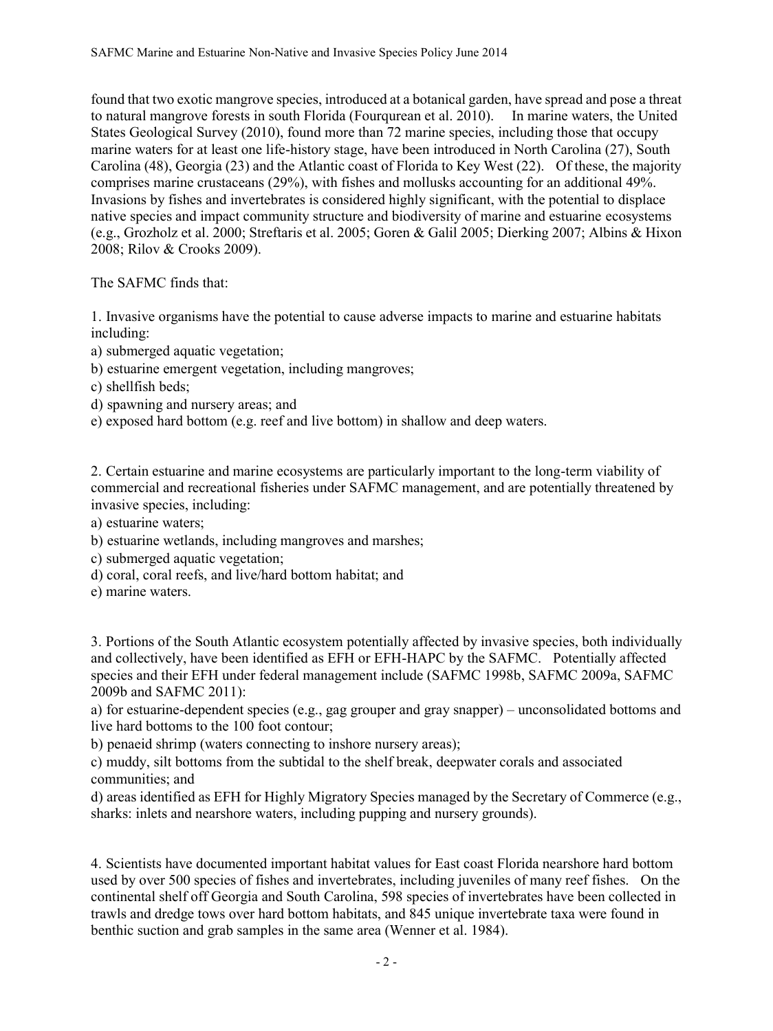found that two exotic mangrove species, introduced at a botanical garden, have spread and pose a threat to natural mangrove forests in south Florida (Fourqurean et al. 2010). In marine waters, the United States Geological Survey (2010), found more than 72 marine species, including those that occupy marine waters for at least one life-history stage, have been introduced in North Carolina (27), South Carolina (48), Georgia (23) and the Atlantic coast of Florida to Key West (22). Of these, the majority comprises marine crustaceans (29%), with fishes and mollusks accounting for an additional 49%. Invasions by fishes and invertebrates is considered highly significant, with the potential to displace native species and impact community structure and biodiversity of marine and estuarine ecosystems (e.g., Grozholz et al. 2000; Streftaris et al. 2005; Goren & Galil 2005; Dierking 2007; Albins & Hixon 2008; Rilov & Crooks 2009).

The SAFMC finds that:

1. Invasive organisms have the potential to cause adverse impacts to marine and estuarine habitats including:
a) submerged aquatic vegetation;
b) estuarine emergent vegetation, including mangroves;
c) shellfish beds;
d) spawning and nursery areas; and
e) exposed hard bottom (e.g. reef and live bottom) in shallow and deep waters.

2. Certain estuarine and marine ecosystems are particularly important to the long-term viability of commercial and recreational fisheries under SAFMC management, and are potentially threatened by invasive species, including:
a) estuarine waters;
b) estuarine wetlands, including mangroves and marshes;
c) submerged aquatic vegetation;
d) coral, coral reefs, and live/hard bottom habitat; and
e) marine waters.

3. Portions of the South Atlantic ecosystem potentially affected by invasive species, both individually and collectively, have been identified as EFH or EFH-HAPC by the SAFMC. Potentially affected species and their EFH under federal management include (SAFMC 1998b, SAFMC 2009a, SAFMC 2009b and SAFMC 2011):
a) for estuarine-dependent species (e.g., gag grouper and gray snapper) – unconsolidated bottoms and live hard bottoms to the 100 foot contour;
b) penaeid shrimp (waters connecting to inshore nursery areas);
c) muddy, silt bottoms from the subtidal to the shelf break, deepwater corals and associated communities; and
d) areas identified as EFH for Highly Migratory Species managed by the Secretary of Commerce (e.g., sharks: inlets and nearshore waters, including pupping and nursery grounds).

4. Scientists have documented important habitat values for East coast Florida nearshore hard bottom used by over 500 species of fishes and invertebrates, including juveniles of many reef fishes. On the continental shelf off Georgia and South Carolina, 598 species of invertebrates have been collected in trawls and dredge tows over hard bottom habitats, and 845 unique invertebrate taxa were found in benthic suction and grab samples in the same area (Wenner et al. 1984).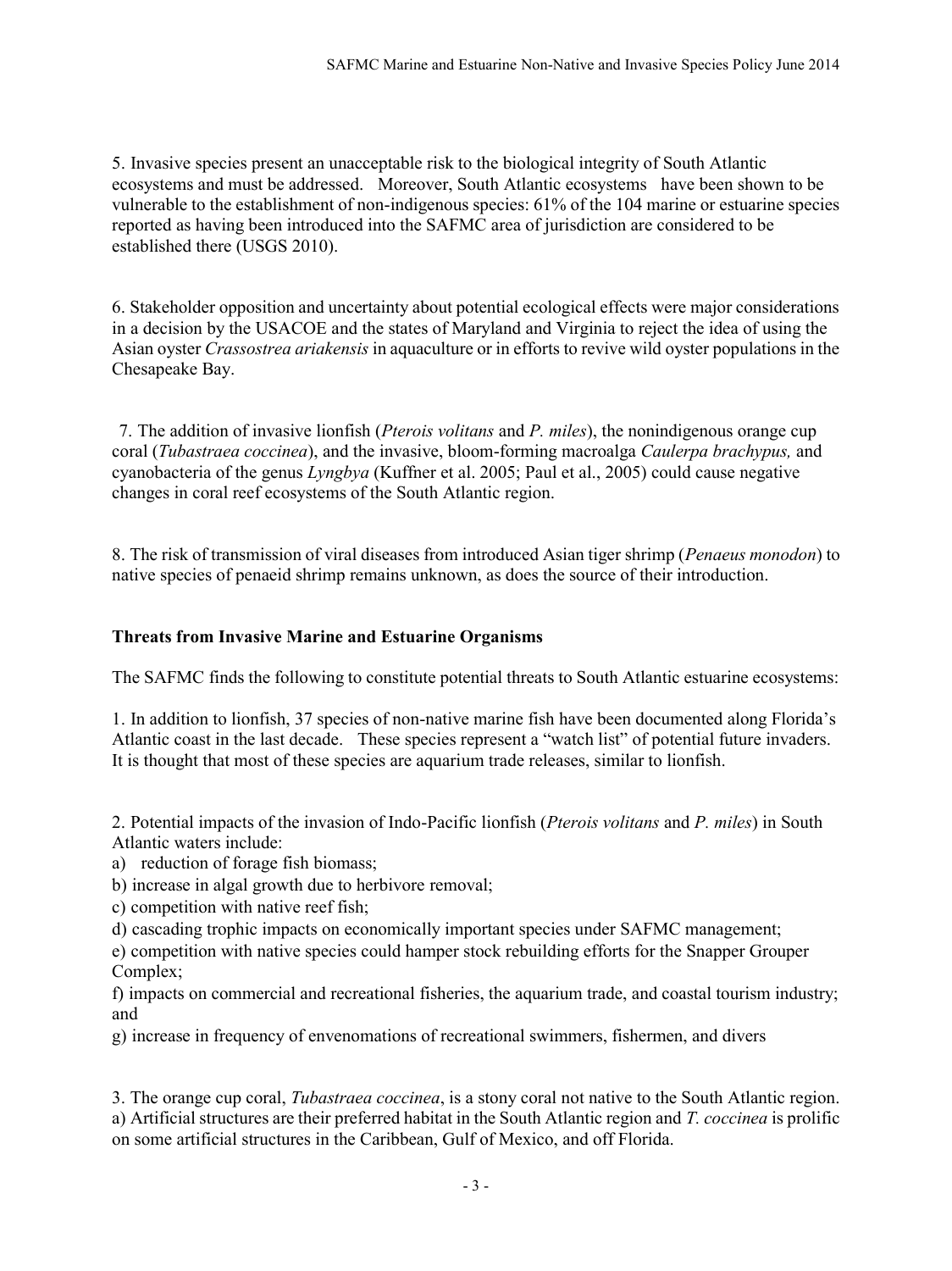5. Invasive species present an unacceptable risk to the biological integrity of South Atlantic ecosystems and must be addressed. Moreover, South Atlantic ecosystems have been shown to be vulnerable to the establishment of non-indigenous species: 61% of the 104 marine or estuarine species reported as having been introduced into the SAFMC area of jurisdiction are considered to be established there (USGS 2010).

6. Stakeholder opposition and uncertainty about potential ecological effects were major considerations in a decision by the USACOE and the states of Maryland and Virginia to reject the idea of using the Asian oyster *Crassostrea ariakensis* in aquaculture or in efforts to revive wild oyster populations in the Chesapeake Bay.

7. The addition of invasive lionfish (*Pterois volitans* and *P. miles*), the nonindigenous orange cup coral (*Tubastraea coccinea*), and the invasive, bloom-forming macroalga *Caulerpa brachypus,* and cyanobacteria of the genus *Lyngbya* (Kuffner et al. 2005; Paul et al., 2005) could cause negative changes in coral reef ecosystems of the South Atlantic region.

8. The risk of transmission of viral diseases from introduced Asian tiger shrimp (*Penaeus monodon*) to native species of penaeid shrimp remains unknown, as does the source of their introduction.

**Threats from Invasive Marine and Estuarine Organisms**

The SAFMC finds the following to constitute potential threats to South Atlantic estuarine ecosystems:

1. In addition to lionfish, 37 species of non-native marine fish have been documented along Florida's Atlantic coast in the last decade. These species represent a "watch list" of potential future invaders. It is thought that most of these species are aquarium trade releases, similar to lionfish.

2. Potential impacts of the invasion of Indo-Pacific lionfish (*Pterois volitans* and *P. miles*) in South Atlantic waters include:
a) reduction of forage fish biomass;
b) increase in algal growth due to herbivore removal;
c) competition with native reef fish;
d) cascading trophic impacts on economically important species under SAFMC management;
e) competition with native species could hamper stock rebuilding efforts for the Snapper Grouper Complex;
f) impacts on commercial and recreational fisheries, the aquarium trade, and coastal tourism industry; and
g) increase in frequency of envenomations of recreational swimmers, fishermen, and divers

3. The orange cup coral, *Tubastraea coccinea*, is a stony coral not native to the South Atlantic region.
a) Artificial structures are their preferred habitat in the South Atlantic region and *T. coccinea* is prolific on some artificial structures in the Caribbean, Gulf of Mexico, and off Florida.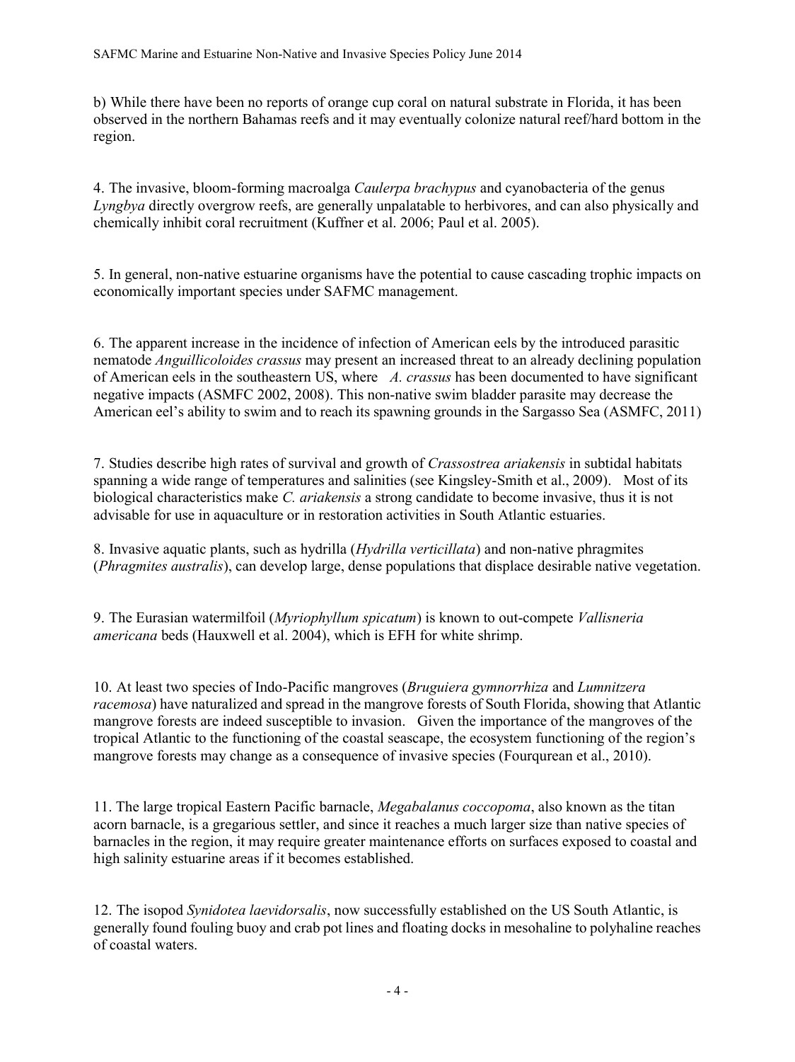b) While there have been no reports of orange cup coral on natural substrate in Florida, it has been observed in the northern Bahamas reefs and it may eventually colonize natural reef/hard bottom in the region.

4. The invasive, bloom-forming macroalga *Caulerpa brachypus* and cyanobacteria of the genus *Lyngbya* directly overgrow reefs, are generally unpalatable to herbivores, and can also physically and chemically inhibit coral recruitment (Kuffner et al. 2006; Paul et al. 2005).

5. In general, non-native estuarine organisms have the potential to cause cascading trophic impacts on economically important species under SAFMC management.

6. The apparent increase in the incidence of infection of American eels by the introduced parasitic nematode *Anguillicoloides crassus* may present an increased threat to an already declining population of American eels in the southeastern US, where *A. crassus* has been documented to have significant negative impacts (ASMFC 2002, 2008). This non-native swim bladder parasite may decrease the American eel's ability to swim and to reach its spawning grounds in the Sargasso Sea (ASMFC, 2011)

7. Studies describe high rates of survival and growth of *Crassostrea ariakensis* in subtidal habitats spanning a wide range of temperatures and salinities (see Kingsley-Smith et al., 2009). Most of its biological characteristics make *C. ariakensis* a strong candidate to become invasive, thus it is not advisable for use in aquaculture or in restoration activities in South Atlantic estuaries.

8. Invasive aquatic plants, such as hydrilla (*Hydrilla verticillata*) and non-native phragmites (*Phragmites australis*), can develop large, dense populations that displace desirable native vegetation.

9. The Eurasian watermilfoil (*Myriophyllum spicatum*) is known to out-compete *Vallisneria americana* beds (Hauxwell et al. 2004), which is EFH for white shrimp.

10. At least two species of Indo-Pacific mangroves (*Bruguiera gymnorrhiza* and *Lumnitzera racemosa*) have naturalized and spread in the mangrove forests of South Florida, showing that Atlantic mangrove forests are indeed susceptible to invasion. Given the importance of the mangroves of the tropical Atlantic to the functioning of the coastal seascape, the ecosystem functioning of the region's mangrove forests may change as a consequence of invasive species (Fourqurean et al., 2010).

11. The large tropical Eastern Pacific barnacle, *Megabalanus coccopoma*, also known as the titan acorn barnacle, is a gregarious settler, and since it reaches a much larger size than native species of barnacles in the region, it may require greater maintenance efforts on surfaces exposed to coastal and high salinity estuarine areas if it becomes established.

12. The isopod *Synidotea laevidorsalis*, now successfully established on the US South Atlantic, is generally found fouling buoy and crab pot lines and floating docks in mesohaline to polyhaline reaches of coastal waters.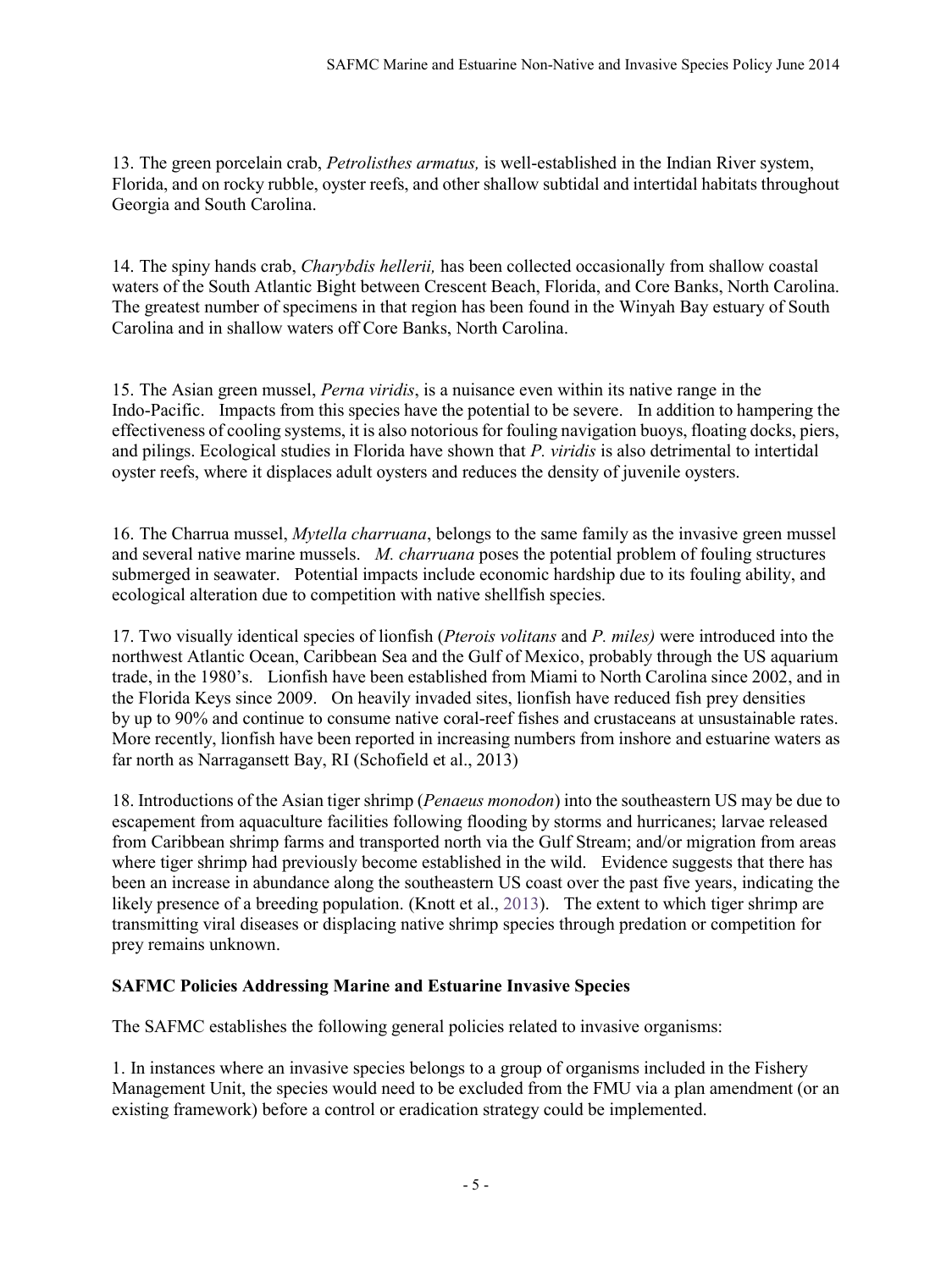13. The green porcelain crab, *Petrolisthes armatus,* is well-established in the Indian River system, Florida, and on rocky rubble, oyster reefs, and other shallow subtidal and intertidal habitats throughout Georgia and South Carolina.

14. The spiny hands crab, *Charybdis hellerii,* has been collected occasionally from shallow coastal waters of the South Atlantic Bight between Crescent Beach, Florida, and Core Banks, North Carolina. The greatest number of specimens in that region has been found in the Winyah Bay estuary of South Carolina and in shallow waters off Core Banks, North Carolina.

15. The Asian green mussel, *Perna viridis*, is a nuisance even within its native range in the Indo-Pacific. Impacts from this species have the potential to be severe. In addition to hampering the effectiveness of cooling systems, it is also notorious for fouling navigation buoys, floating docks, piers, and pilings. Ecological studies in Florida have shown that *P. viridis* is also detrimental to intertidal oyster reefs, where it displaces adult oysters and reduces the density of juvenile oysters.

16. The Charrua mussel, *Mytella charruana*, belongs to the same family as the invasive green mussel and several native marine mussels. *M. charruana* poses the potential problem of fouling structures submerged in seawater. Potential impacts include economic hardship due to its fouling ability, and ecological alteration due to competition with native shellfish species.

17. Two visually identical species of lionfish (*Pterois volitans* and *P. miles)* were introduced into the northwest Atlantic Ocean, Caribbean Sea and the Gulf of Mexico, probably through the US aquarium trade, in the 1980's. Lionfish have been established from Miami to North Carolina since 2002, and in the Florida Keys since 2009. On heavily invaded sites, lionfish have reduced fish prey densities by up to 90% and continue to consume native coral-reef fishes and crustaceans at unsustainable rates. More recently, lionfish have been reported in increasing numbers from inshore and estuarine waters as far north as Narragansett Bay, RI (Schofield et al., 2013)

18. Introductions of the Asian tiger shrimp (*Penaeus monodon*) into the southeastern US may be due to escapement from aquaculture facilities following flooding by storms and hurricanes; larvae released from Caribbean shrimp farms and transported north via the Gulf Stream; and/or migration from areas where tiger shrimp had previously become established in the wild. Evidence suggests that there has been an increase in abundance along the southeastern US coast over the past five years, indicating the likely presence of a breeding population. (Knott et al., 2013). The extent to which tiger shrimp are transmitting viral diseases or displacing native shrimp species through predation or competition for prey remains unknown.

**SAFMC Policies Addressing Marine and Estuarine Invasive Species**

The SAFMC establishes the following general policies related to invasive organisms:

1. In instances where an invasive species belongs to a group of organisms included in the Fishery Management Unit, the species would need to be excluded from the FMU via a plan amendment (or an existing framework) before a control or eradication strategy could be implemented.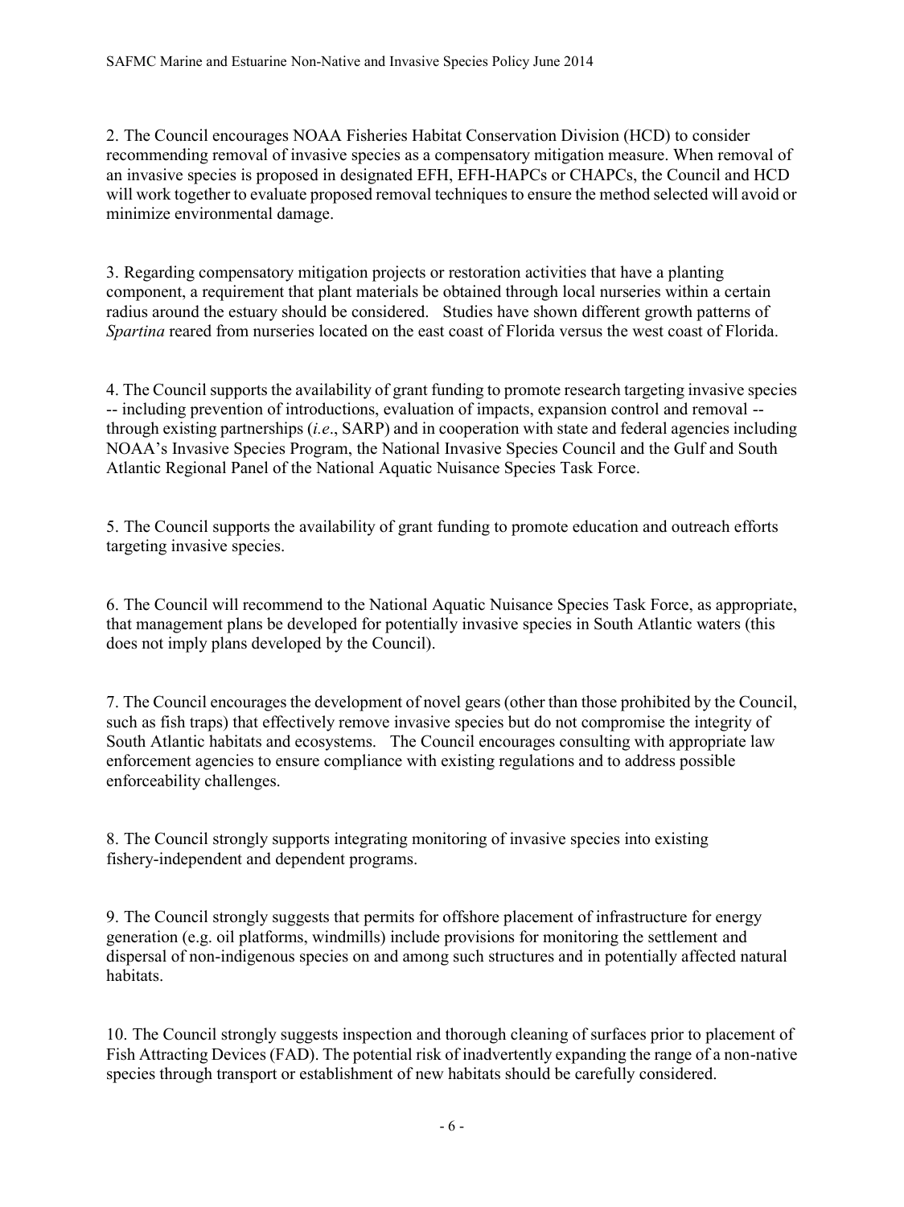2. The Council encourages NOAA Fisheries Habitat Conservation Division (HCD) to consider recommending removal of invasive species as a compensatory mitigation measure. When removal of an invasive species is proposed in designated EFH, EFH-HAPCs or CHAPCs, the Council and HCD will work together to evaluate proposed removal techniques to ensure the method selected will avoid or minimize environmental damage.

3. Regarding compensatory mitigation projects or restoration activities that have a planting component, a requirement that plant materials be obtained through local nurseries within a certain radius around the estuary should be considered. Studies have shown different growth patterns of *Spartina* reared from nurseries located on the east coast of Florida versus the west coast of Florida.

4. The Council supports the availability of grant funding to promote research targeting invasive species -- including prevention of introductions, evaluation of impacts, expansion control and removal -- through existing partnerships (*i.e*., SARP) and in cooperation with state and federal agencies including NOAA's Invasive Species Program, the National Invasive Species Council and the Gulf and South Atlantic Regional Panel of the National Aquatic Nuisance Species Task Force.

5. The Council supports the availability of grant funding to promote education and outreach efforts targeting invasive species.

6. The Council will recommend to the National Aquatic Nuisance Species Task Force, as appropriate, that management plans be developed for potentially invasive species in South Atlantic waters (this does not imply plans developed by the Council).

7. The Council encourages the development of novel gears (other than those prohibited by the Council, such as fish traps) that effectively remove invasive species but do not compromise the integrity of South Atlantic habitats and ecosystems. The Council encourages consulting with appropriate law enforcement agencies to ensure compliance with existing regulations and to address possible enforceability challenges.

8. The Council strongly supports integrating monitoring of invasive species into existing fishery-independent and dependent programs.

9. The Council strongly suggests that permits for offshore placement of infrastructure for energy generation (e.g. oil platforms, windmills) include provisions for monitoring the settlement and dispersal of non-indigenous species on and among such structures and in potentially affected natural habitats.

10. The Council strongly suggests inspection and thorough cleaning of surfaces prior to placement of Fish Attracting Devices (FAD). The potential risk of inadvertently expanding the range of a non-native species through transport or establishment of new habitats should be carefully considered.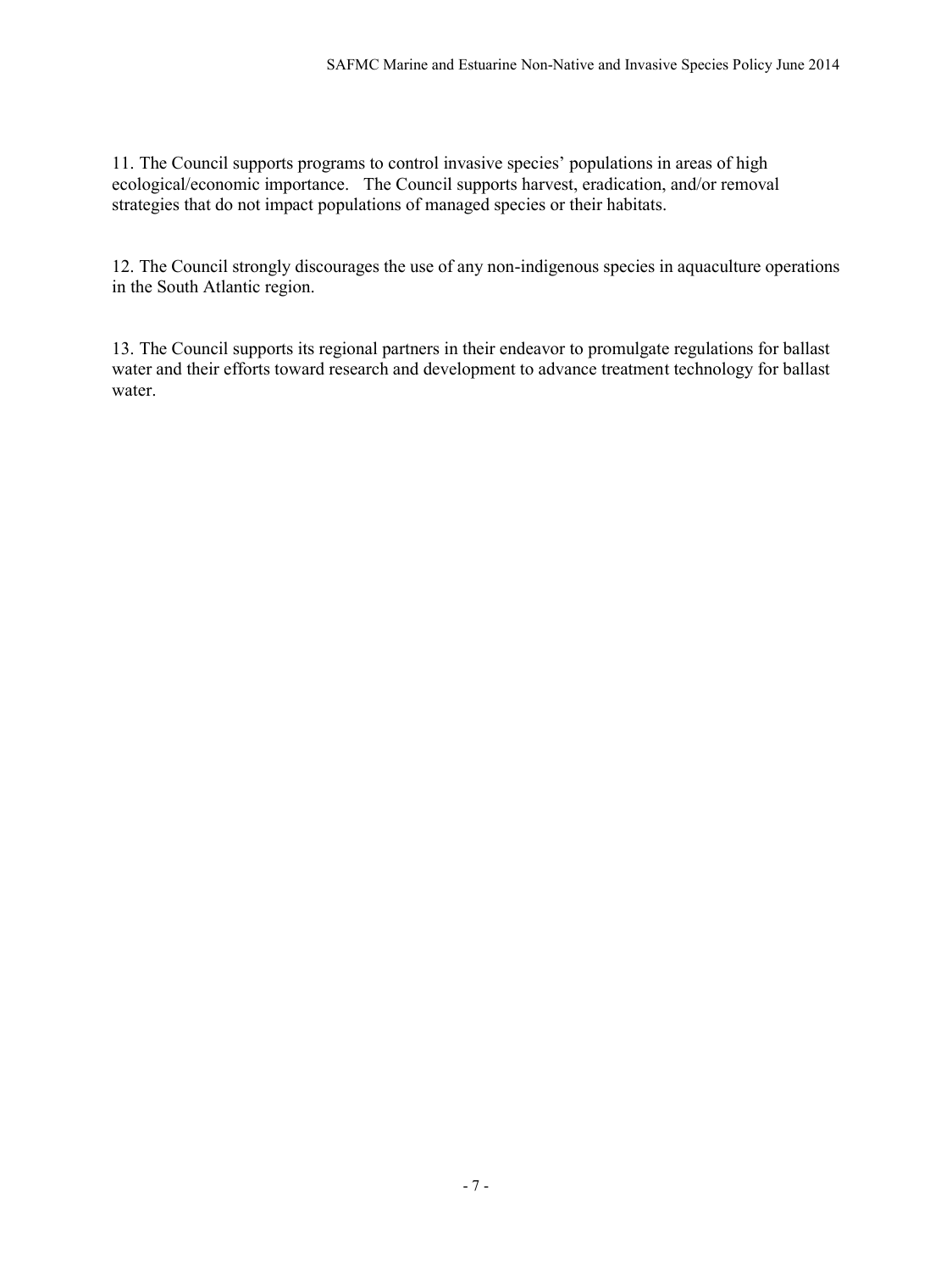11. The Council supports programs to control invasive species' populations in areas of high ecological/economic importance. The Council supports harvest, eradication, and/or removal strategies that do not impact populations of managed species or their habitats.

12. The Council strongly discourages the use of any non-indigenous species in aquaculture operations in the South Atlantic region.

13. The Council supports its regional partners in their endeavor to promulgate regulations for ballast water and their efforts toward research and development to advance treatment technology for ballast water.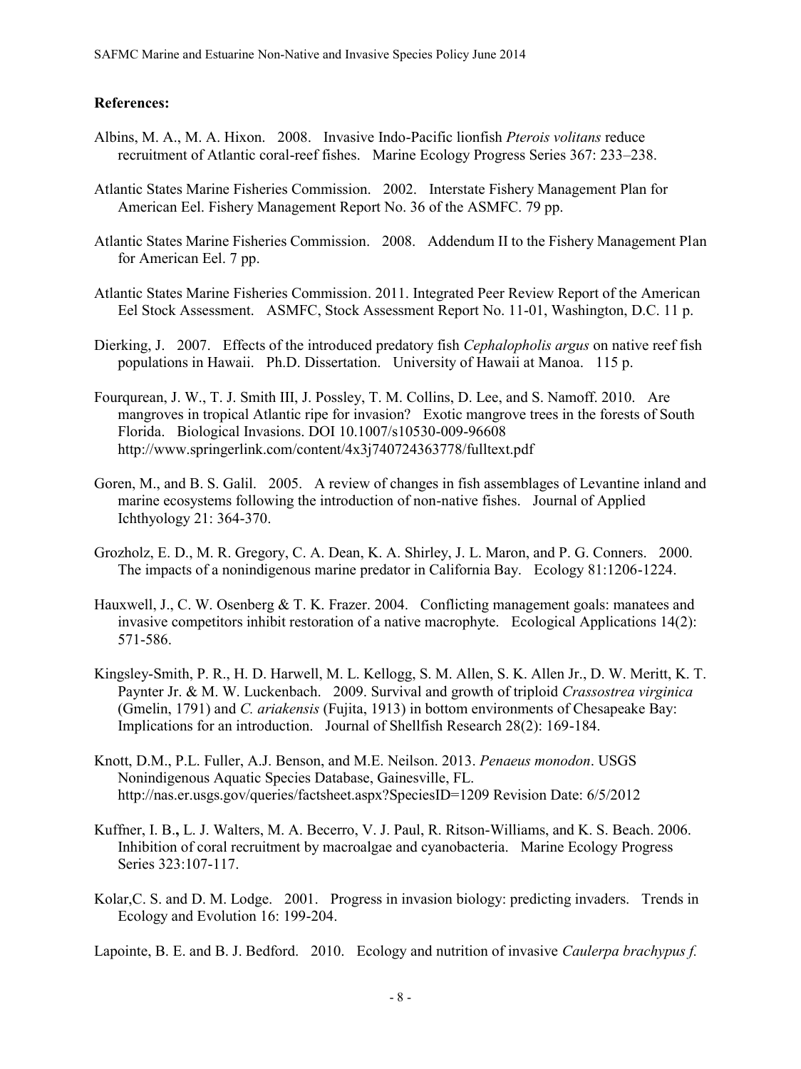**References:**

Albins, M. A., M. A. Hixon. 2008. Invasive Indo-Pacific lionfish *Pterois volitans* reduce recruitment of Atlantic coral-reef fishes. Marine Ecology Progress Series 367: 233–238.

Atlantic States Marine Fisheries Commission. 2002. Interstate Fishery Management Plan for American Eel. Fishery Management Report No. 36 of the ASMFC. 79 pp.

Atlantic States Marine Fisheries Commission. 2008. Addendum II to the Fishery Management Plan for American Eel. 7 pp.

Atlantic States Marine Fisheries Commission. 2011. Integrated Peer Review Report of the American Eel Stock Assessment. ASMFC, Stock Assessment Report No. 11-01, Washington, D.C. 11 p.

Dierking, J. 2007. Effects of the introduced predatory fish *Cephalopholis argus* on native reef fish populations in Hawaii. Ph.D. Dissertation. University of Hawaii at Manoa. 115 p.

Fourqurean, J. W., T. J. Smith III, J. Possley, T. M. Collins, D. Lee, and S. Namoff. 2010. Are mangroves in tropical Atlantic ripe for invasion? Exotic mangrove trees in the forests of South Florida. Biological Invasions. DOI 10.1007/s10530-009-96608 http://www.springerlink.com/content/4x3j740724363778/fulltext.pdf

Goren, M., and B. S. Galil. 2005. A review of changes in fish assemblages of Levantine inland and marine ecosystems following the introduction of non-native fishes. Journal of Applied Ichthyology 21: 364-370.

Grozholz, E. D., M. R. Gregory, C. A. Dean, K. A. Shirley, J. L. Maron, and P. G. Conners. 2000. The impacts of a nonindigenous marine predator in California Bay. Ecology 81:1206-1224.

Hauxwell, J., C. W. Osenberg & T. K. Frazer. 2004. Conflicting management goals: manatees and invasive competitors inhibit restoration of a native macrophyte. Ecological Applications 14(2): 571-586.

Kingsley-Smith, P. R., H. D. Harwell, M. L. Kellogg, S. M. Allen, S. K. Allen Jr., D. W. Meritt, K. T. Paynter Jr. & M. W. Luckenbach. 2009. Survival and growth of triploid *Crassostrea virginica* (Gmelin, 1791) and *C. ariakensis* (Fujita, 1913) in bottom environments of Chesapeake Bay: Implications for an introduction. Journal of Shellfish Research 28(2): 169-184.

Knott, D.M., P.L. Fuller, A.J. Benson, and M.E. Neilson. 2013. *Penaeus monodon*. USGS Nonindigenous Aquatic Species Database, Gainesville, FL. http://nas.er.usgs.gov/queries/factsheet.aspx?SpeciesID=1209 Revision Date: 6/5/2012

Kuffner, I. B**.,** L. J. Walters, M. A. Becerro, V. J. Paul, R. Ritson-Williams, and K. S. Beach. 2006. Inhibition of coral recruitment by macroalgae and cyanobacteria. Marine Ecology Progress Series 323:107-117.

Kolar,C. S. and D. M. Lodge. 2001. Progress in invasion biology: predicting invaders. Trends in Ecology and Evolution 16: 199-204.

Lapointe, B. E. and B. J. Bedford. 2010. Ecology and nutrition of invasive *Caulerpa brachypus f.*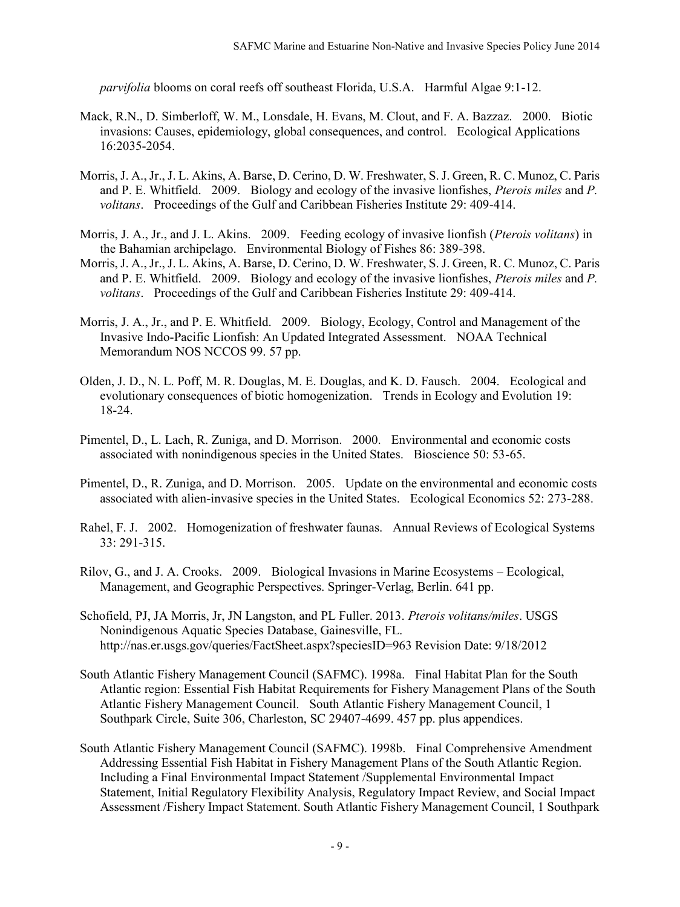*parvifolia* blooms on coral reefs off southeast Florida, U.S.A. Harmful Algae 9:1-12.

Mack, R.N., D. Simberloff, W. M., Lonsdale, H. Evans, M. Clout, and F. A. Bazzaz. 2000. Biotic invasions: Causes, epidemiology, global consequences, and control. Ecological Applications 16:2035-2054.

Morris, J. A., Jr., J. L. Akins, A. Barse, D. Cerino, D. W. Freshwater, S. J. Green, R. C. Munoz, C. Paris and P. E. Whitfield. 2009. Biology and ecology of the invasive lionfishes, *Pterois miles* and *P. volitans*. Proceedings of the Gulf and Caribbean Fisheries Institute 29: 409-414.

Morris, J. A., Jr., and J. L. Akins. 2009. Feeding ecology of invasive lionfish (*Pterois volitans*) in the Bahamian archipelago. Environmental Biology of Fishes 86: 389-398.

Morris, J. A., Jr., J. L. Akins, A. Barse, D. Cerino, D. W. Freshwater, S. J. Green, R. C. Munoz, C. Paris and P. E. Whitfield. 2009. Biology and ecology of the invasive lionfishes, *Pterois miles* and *P. volitans*. Proceedings of the Gulf and Caribbean Fisheries Institute 29: 409-414.

Morris, J. A., Jr., and P. E. Whitfield. 2009. Biology, Ecology, Control and Management of the Invasive Indo-Pacific Lionfish: An Updated Integrated Assessment. NOAA Technical Memorandum NOS NCCOS 99. 57 pp.

Olden, J. D., N. L. Poff, M. R. Douglas, M. E. Douglas, and K. D. Fausch. 2004. Ecological and evolutionary consequences of biotic homogenization. Trends in Ecology and Evolution 19: 18-24.

Pimentel, D., L. Lach, R. Zuniga, and D. Morrison. 2000. Environmental and economic costs associated with nonindigenous species in the United States. Bioscience 50: 53-65.

Pimentel, D., R. Zuniga, and D. Morrison. 2005. Update on the environmental and economic costs associated with alien-invasive species in the United States. Ecological Economics 52: 273-288.

Rahel, F. J. 2002. Homogenization of freshwater faunas. Annual Reviews of Ecological Systems 33: 291-315.

Rilov, G., and J. A. Crooks. 2009. Biological Invasions in Marine Ecosystems – Ecological, Management, and Geographic Perspectives. Springer-Verlag, Berlin. 641 pp.

Schofield, PJ, JA Morris, Jr, JN Langston, and PL Fuller. 2013. *Pterois volitans/miles*. USGS Nonindigenous Aquatic Species Database, Gainesville, FL. http://nas.er.usgs.gov/queries/FactSheet.aspx?speciesID=963 Revision Date: 9/18/2012

South Atlantic Fishery Management Council (SAFMC). 1998a. Final Habitat Plan for the South Atlantic region: Essential Fish Habitat Requirements for Fishery Management Plans of the South Atlantic Fishery Management Council. South Atlantic Fishery Management Council, 1 Southpark Circle, Suite 306, Charleston, SC 29407-4699. 457 pp. plus appendices.

South Atlantic Fishery Management Council (SAFMC). 1998b. Final Comprehensive Amendment Addressing Essential Fish Habitat in Fishery Management Plans of the South Atlantic Region. Including a Final Environmental Impact Statement /Supplemental Environmental Impact Statement, Initial Regulatory Flexibility Analysis, Regulatory Impact Review, and Social Impact Assessment /Fishery Impact Statement. South Atlantic Fishery Management Council, 1 Southpark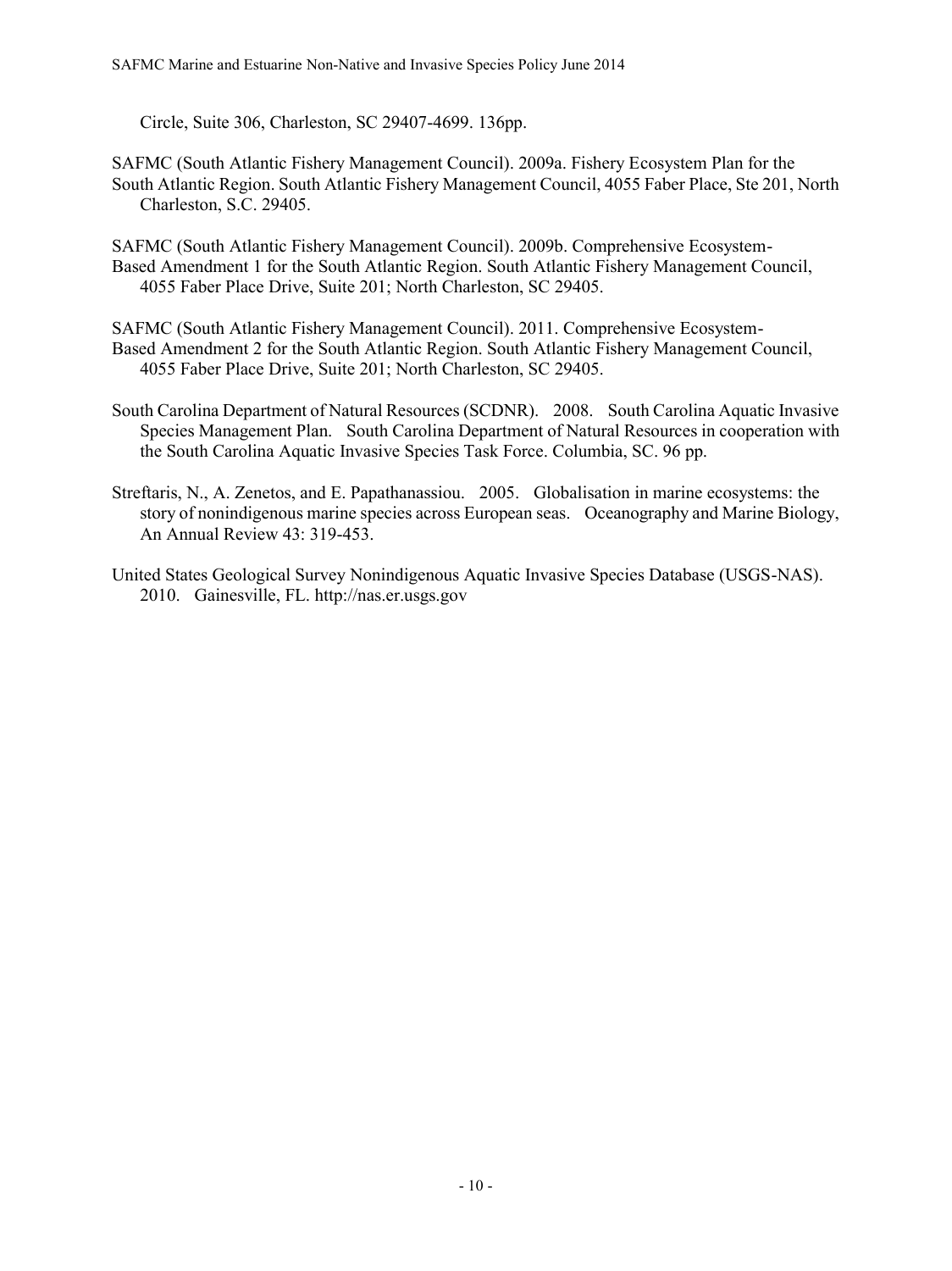Circle, Suite 306, Charleston, SC 29407-4699. 136pp.

SAFMC (South Atlantic Fishery Management Council). 2009a. Fishery Ecosystem Plan for the South Atlantic Region. South Atlantic Fishery Management Council, 4055 Faber Place, Ste 201, North Charleston, S.C. 29405.

SAFMC (South Atlantic Fishery Management Council). 2009b. Comprehensive Ecosystem-Based Amendment 1 for the South Atlantic Region. South Atlantic Fishery Management Council, 4055 Faber Place Drive, Suite 201; North Charleston, SC 29405.

SAFMC (South Atlantic Fishery Management Council). 2011. Comprehensive Ecosystem-Based Amendment 2 for the South Atlantic Region. South Atlantic Fishery Management Council, 4055 Faber Place Drive, Suite 201; North Charleston, SC 29405.

South Carolina Department of Natural Resources (SCDNR). 2008. South Carolina Aquatic Invasive Species Management Plan. South Carolina Department of Natural Resources in cooperation with the South Carolina Aquatic Invasive Species Task Force. Columbia, SC. 96 pp.

Streftaris, N., A. Zenetos, and E. Papathanassiou. 2005. Globalisation in marine ecosystems: the story of nonindigenous marine species across European seas. Oceanography and Marine Biology, An Annual Review 43: 319-453.

United States Geological Survey Nonindigenous Aquatic Invasive Species Database (USGS-NAS). 2010. Gainesville, FL. http://nas.er.usgs.gov